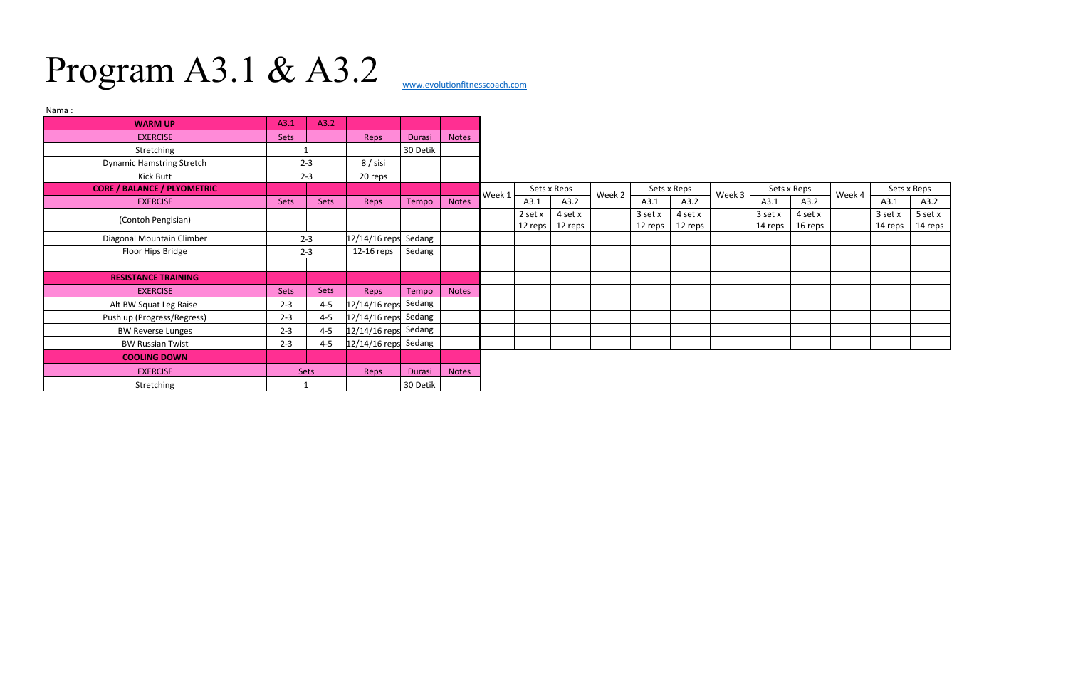# Program A3.1 & A3.2

www.evolutionfitnesscoach.com

Nama :

| WARM UP | A3.1 | A3.2 | | | |
|---|---|---|---|---|---|
| EXERCISE | Sets | | Reps | Durasi | Notes |
| Stretching | 1 | | | 30 Detik | |
| Dynamic Hamstring Stretch | 2-3 | | 8 / sisi | | |
| Kick Butt | 2-3 | | 20 reps | | |
| **CORE / BALANCE / PLYOMETRIC** | | | | | |
| EXERCISE | Sets | Sets | Reps | Tempo | Notes |
| (Contoh Pengisian) | | | | | |
| Diagonal Mountain Climber | 2-3 | | 12/14/16 reps | Sedang | |
| Floor Hips Bridge | 2-3 | | 12-16 reps | Sedang | |
| | | | | | |
| **RESISTANCE TRAINING** | | | | | |
| EXERCISE | Sets | Sets | Reps | Tempo | Notes |
| Alt BW Squat Leg Raise | 2-3 | 4-5 | 12/14/16 reps | Sedang | |
| Push up (Progress/Regress) | 2-3 | 4-5 | 12/14/16 reps | Sedang | |
| BW Reverse Lunges | 2-3 | 4-5 | 12/14/16 reps | Sedang | |
| BW Russian Twist | 2-3 | 4-5 | 12/14/16 reps | Sedang | |
| **COOLING DOWN** | | | | | |
| EXERCISE | Sets | | Reps | Durasi | Notes |
| Stretching | 1 | | | 30 Detik | |

| Week 1 | Sets x Reps | | Week 2 | Sets x Reps | | Week 3 | Sets x Reps | | Week 4 | Sets x Reps | |
|---|---|---|---|---|---|---|---|---|---|---|---|
| | A3.1 | A3.2 | | A3.1 | A3.2 | | A3.1 | A3.2 | | A3.1 | A3.2 |
| | 2 set x 12 reps | 4 set x 12 reps | | 3 set x 12 reps | 4 set x 12 reps | | 3 set x 14 reps | 4 set x 16 reps | | 3 set x 14 reps | 5 set x 14 reps |
| | | | | | | | | | | | |
| | | | | | | | | | | | |
| | | | | | | | | | | | |
| | | | | | | | | | | | |
| | | | | | | | | | | | |
| | | | | | | | | | | | |
| | | | | | | | | | | | |
| | | | | | | | | | | | |
| | | | | | | | | | | | |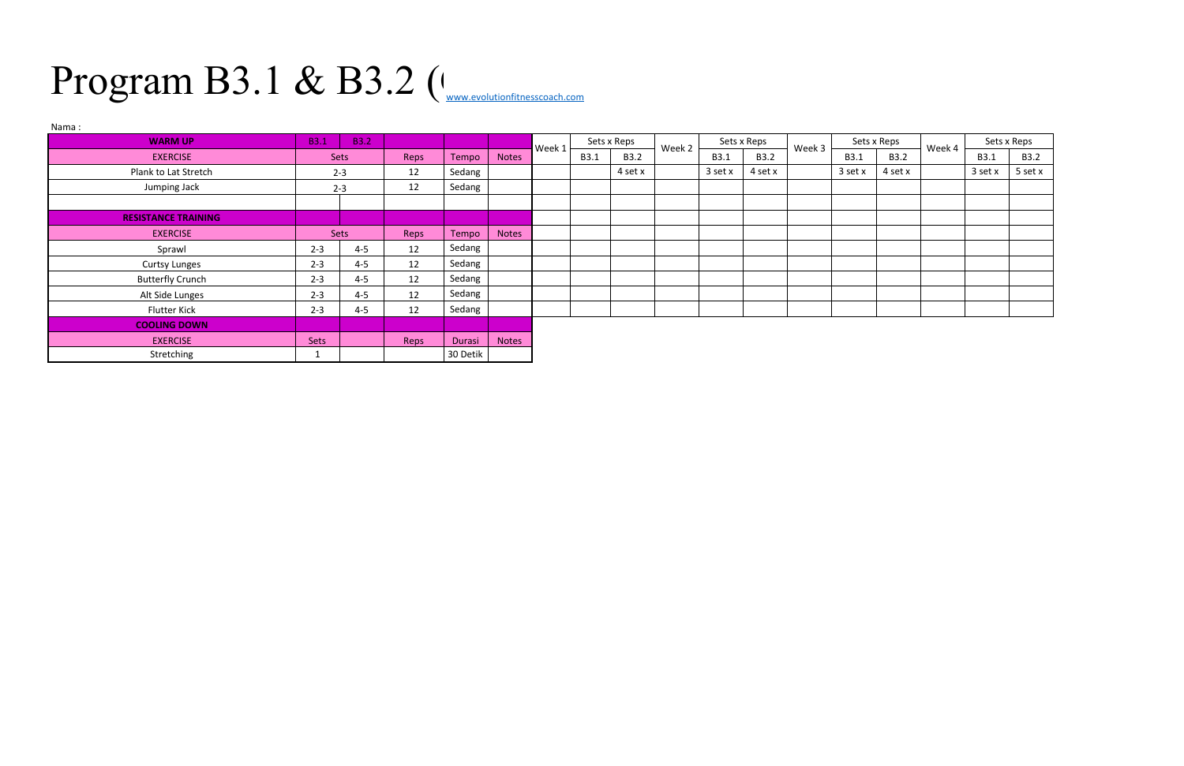# Program B3.1 & B3.2 (

www.evolutionfitnesscoach.com

Nama :

| WARM UP | B3.1 | B3.2 | | | |
|---|---|---|---|---|---|
| EXERCISE | Sets | | Reps | Tempo | Notes |
| Plank to Lat Stretch | 2-3 | | 12 | Sedang | |
| Jumping Jack | 2-3 | | 12 | Sedang | |
| | | | | | |
| **RESISTANCE TRAINING** | | | | | |
| EXERCISE | Sets | | Reps | Tempo | Notes |
| Sprawl | 2-3 | 4-5 | 12 | Sedang | |
| Curtsy Lunges | 2-3 | 4-5 | 12 | Sedang | |
| Butterfly Crunch | 2-3 | 4-5 | 12 | Sedang | |
| Alt Side Lunges | 2-3 | 4-5 | 12 | Sedang | |
| Flutter Kick | 2-3 | 4-5 | 12 | Sedang | |
| **COOLING DOWN** | | | | | |
| EXERCISE | Sets | | Reps | Durasi | Notes |
| Stretching | 1 | | | 30 Detik | |

| Week 1 | Sets x Reps | | Week 2 | Sets x Reps | | Week 3 | Sets x Reps | | Week 4 | Sets x Reps | |
|---|---|---|---|---|---|---|---|---|---|---|---|
| | B3.1 | B3.2 | | B3.1 | B3.2 | | B3.1 | B3.2 | | B3.1 | B3.2 |
| | | 4 set x | | 3 set x | 4 set x | | 3 set x | 4 set x | | 3 set x | 5 set x |